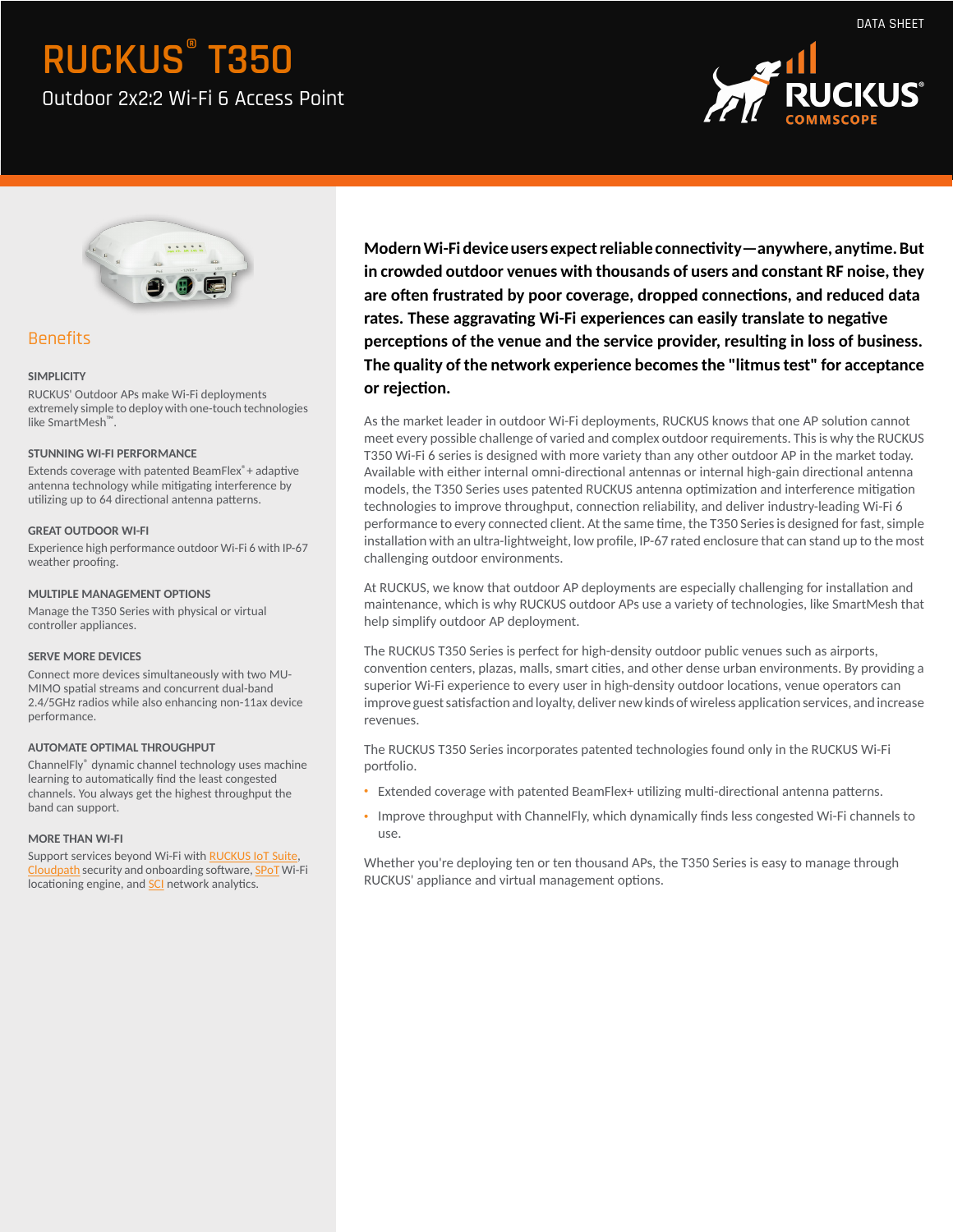# RUCKUS® T350

Outdoor 2x2:2 Wi-Fi 6 Access Point

DATA SHEET

## Benefits

**SIMPLICITY**

RUCKUS' Outdoor APs make Wi-Fi deployments extremely simple to deploy with one-touch technologies like SmartMesh™.

**STUNNING WI-FI PERFORMANCE**

Extends coverage with patented BeamFlex®+ adaptive antenna technology while mitigating interference by utilizing up to 64 directional antenna patterns.

**GREAT OUTDOOR WI-FI**

Experience high performance outdoor Wi-Fi 6 with IP-67 weather proofing.

**MULTIPLE MANAGEMENT OPTIONS**

Manage the T350 Series with physical or virtual controller appliances.

**SERVE MORE DEVICES**

Connect more devices simultaneously with two MU-MIMO spatial streams and concurrent dual-band 2.4/5GHz radios while also enhancing non-11ax device performance.

**AUTOMATE OPTIMAL THROUGHPUT**

ChannelFly® dynamic channel technology uses machine learning to automatically find the least congested channels. You always get the highest throughput the band can support.

**MORE THAN WI-FI**

Support services beyond Wi-Fi with RUCKUS IoT Suite, Cloudpath security and onboarding software, SPoT Wi-Fi locationing engine, and SCI network analytics.

**Modern Wi-Fi device users expect reliable connectivity—anywhere, anytime. But in crowded outdoor venues with thousands of users and constant RF noise, they are often frustrated by poor coverage, dropped connections, and reduced data rates. These aggravating Wi-Fi experiences can easily translate to negative perceptions of the venue and the service provider, resulting in loss of business. The quality of the network experience becomes the "litmus test" for acceptance or rejection.**

As the market leader in outdoor Wi-Fi deployments, RUCKUS knows that one AP solution cannot meet every possible challenge of varied and complex outdoor requirements. This is why the RUCKUS T350 Wi-Fi 6 series is designed with more variety than any other outdoor AP in the market today. Available with either internal omni-directional antennas or internal high-gain directional antenna models, the T350 Series uses patented RUCKUS antenna optimization and interference mitigation technologies to improve throughput, connection reliability, and deliver industry-leading Wi-Fi 6 performance to every connected client. At the same time, the T350 Series is designed for fast, simple installation with an ultra-lightweight, low profile, IP-67 rated enclosure that can stand up to the most challenging outdoor environments.

At RUCKUS, we know that outdoor AP deployments are especially challenging for installation and maintenance, which is why RUCKUS outdoor APs use a variety of technologies, like SmartMesh that help simplify outdoor AP deployment.

The RUCKUS T350 Series is perfect for high-density outdoor public venues such as airports, convention centers, plazas, malls, smart cities, and other dense urban environments. By providing a superior Wi-Fi experience to every user in high-density outdoor locations, venue operators can improve guest satisfaction and loyalty, deliver new kinds of wireless application services, and increase revenues.

The RUCKUS T350 Series incorporates patented technologies found only in the RUCKUS Wi-Fi portfolio.

- Extended coverage with patented BeamFlex+ utilizing multi-directional antenna patterns.
- Improve throughput with ChannelFly, which dynamically finds less congested Wi-Fi channels to use.

Whether you're deploying ten or ten thousand APs, the T350 Series is easy to manage through RUCKUS' appliance and virtual management options.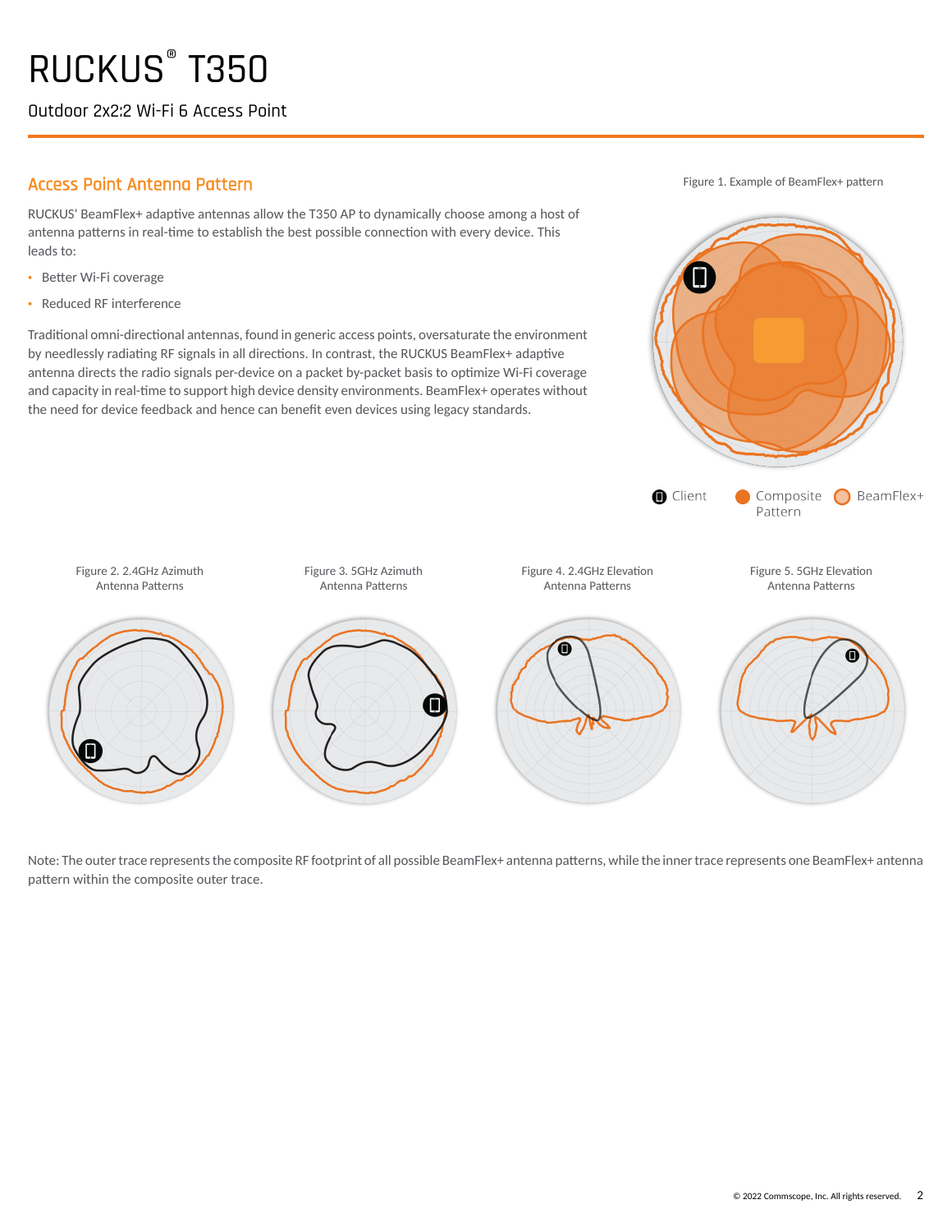# RUCKUS® T350

Outdoor 2x2:2 Wi-Fi 6 Access Point

## Access Point Antenna Pattern

RUCKUS' BeamFlex+ adaptive antennas allow the T350 AP to dynamically choose among a host of antenna patterns in real-time to establish the best possible connection with every device. This leads to:

- Better Wi-Fi coverage
- Reduced RF interference

Traditional omni-directional antennas, found in generic access points, oversaturate the environment by needlessly radiating RF signals in all directions. In contrast, the RUCKUS BeamFlex+ adaptive antenna directs the radio signals per-device on a packet by-packet basis to optimize Wi-Fi coverage and capacity in real-time to support high device density environments. BeamFlex+ operates without the need for device feedback and hence can benefit even devices using legacy standards.

Figure 1. Example of BeamFlex+ pattern

Client | Composite Pattern | BeamFlex+

Figure 2. 2.4GHz Azimuth Antenna Patterns

Figure 3. 5GHz Azimuth Antenna Patterns

Figure 4. 2.4GHz Elevation Antenna Patterns

Figure 5. 5GHz Elevation Antenna Patterns

Note: The outer trace represents the composite RF footprint of all possible BeamFlex+ antenna patterns, while the inner trace represents one BeamFlex+ antenna pattern within the composite outer trace.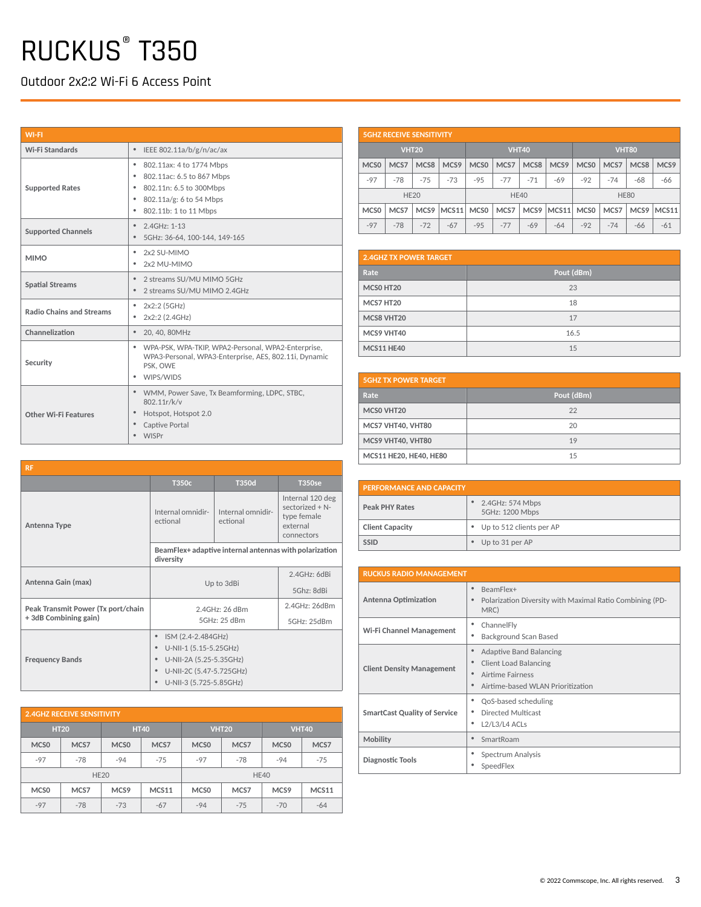# RUCKUS® T350

## Outdoor 2x2:2 Wi-Fi 6 Access Point

| WI-FI | |
|---|---|
| Wi-Fi Standards | • IEEE 802.11a/b/g/n/ac/ax |
| Supported Rates | • 802.11ax: 4 to 1774 Mbps<br>• 802.11ac: 6.5 to 867 Mbps<br>• 802.11n: 6.5 to 300Mbps<br>• 802.11a/g: 6 to 54 Mbps<br>• 802.11b: 1 to 11 Mbps |
| Supported Channels | • 2.4GHz: 1-13<br>• 5GHz: 36-64, 100-144, 149-165 |
| MIMO | • 2x2 SU-MIMO<br>• 2x2 MU-MIMO |
| Spatial Streams | • 2 streams SU/MU MIMO 5GHz<br>• 2 streams SU/MU MIMO 2.4GHz |
| Radio Chains and Streams | • 2x2:2 (5GHz)<br>• 2x2:2 (2.4GHz) |
| Channelization | • 20, 40, 80MHz |
| Security | • WPA-PSK, WPA-TKIP, WPA2-Personal, WPA2-Enterprise, WPA3-Personal, WPA3-Enterprise, AES, 802.11i, Dynamic PSK, OWE<br>• WIPS/WIDS |
| Other Wi-Fi Features | • WMM, Power Save, Tx Beamforming, LDPC, STBC, 802.11r/k/v<br>• Hotspot, Hotspot 2.0<br>• Captive Portal<br>• WISPr |

| RF | T350c | T350d | T350se |
|---|---|---|---|
| Antenna Type | Internal omnidirectional | Internal omnidirectional | Internal 120 deg sectorized + N-type female external connectors |
| | BeamFlex+ adaptive internal antennas with polarization diversity | | |
| Antenna Gain (max) | Up to 3dBi | | 2.4GHz: 6dBi<br>5Ghz: 8dBi |
| Peak Transmit Power (Tx port/chain + 3dB Combining gain) | 2.4GHz: 26 dBm<br>5GHz: 25 dBm | | 2.4GHz: 26dBm<br>5GHz: 25dBm |
| Frequency Bands | • ISM (2.4-2.484GHz)<br>• U-NII-1 (5.15-5.25GHz)<br>• U-NII-2A (5.25-5.35GHz)<br>• U-NII-2C (5.47-5.725GHz)<br>• U-NII-3 (5.725-5.85GHz) | | |

**2.4GHZ RECEIVE SENSITIVITY**

| HT20 | | HT40 | | VHT20 | | VHT40 | |
|---|---|---|---|---|---|---|---|
| MCS0 | MCS7 | MCS0 | MCS7 | MCS0 | MCS7 | MCS0 | MCS7 |
| -97 | -78 | -94 | -75 | -97 | -78 | -94 | -75 |
| HE20 | | | | HE40 | | | |
| MCS0 | MCS7 | MCS9 | MCS11 | MCS0 | MCS7 | MCS9 | MCS11 |
| -97 | -78 | -73 | -67 | -94 | -75 | -70 | -64 |

**5GHZ RECEIVE SENSITIVITY**

| VHT20 | | | | VHT40 | | | | VHT80 | | | |
|---|---|---|---|---|---|---|---|---|---|---|---|
| MCS0 | MCS7 | MCS8 | MCS9 | MCS0 | MCS7 | MCS8 | MCS9 | MCS0 | MCS7 | MCS8 | MCS9 |
| -97 | -78 | -75 | -73 | -95 | -77 | -71 | -69 | -92 | -74 | -68 | -66 |
| HE20 | | | | HE40 | | | | HE80 | | | |
| MCS0 | MCS7 | MCS9 | MCS11 | MCS0 | MCS7 | MCS9 | MCS11 | MCS0 | MCS7 | MCS9 | MCS11 |
| -97 | -78 | -72 | -67 | -95 | -77 | -69 | -64 | -92 | -74 | -66 | -61 |

**2.4GHZ TX POWER TARGET**

| Rate | Pout (dBm) |
|---|---|
| MCS0 HT20 | 23 |
| MCS7 HT20 | 18 |
| MCS8 VHT20 | 17 |
| MCS9 VHT40 | 16.5 |
| MCS11 HE40 | 15 |

**5GHZ TX POWER TARGET**

| Rate | Pout (dBm) |
|---|---|
| MCS0 VHT20 | 22 |
| MCS7 VHT40, VHT80 | 20 |
| MCS9 VHT40, VHT80 | 19 |
| MCS11 HE20, HE40, HE80 | 15 |

| PERFORMANCE AND CAPACITY | |
|---|---|
| Peak PHY Rates | • 2.4GHz: 574 Mbps<br>5GHz: 1200 Mbps |
| Client Capacity | • Up to 512 clients per AP |
| SSID | • Up to 31 per AP |

| RUCKUS RADIO MANAGEMENT | |
|---|---|
| Antenna Optimization | • BeamFlex+<br>• Polarization Diversity with Maximal Ratio Combining (PD-MRC) |
| Wi-Fi Channel Management | • ChannelFly<br>• Background Scan Based |
| Client Density Management | • Adaptive Band Balancing<br>• Client Load Balancing<br>• Airtime Fairness<br>• Airtime-based WLAN Prioritization |
| SmartCast Quality of Service | • QoS-based scheduling<br>• Directed Multicast<br>• L2/L3/L4 ACLs |
| Mobility | • SmartRoam |
| Diagnostic Tools | • Spectrum Analysis<br>• SpeedFlex |

© 2022 Commscope, Inc. All rights reserved.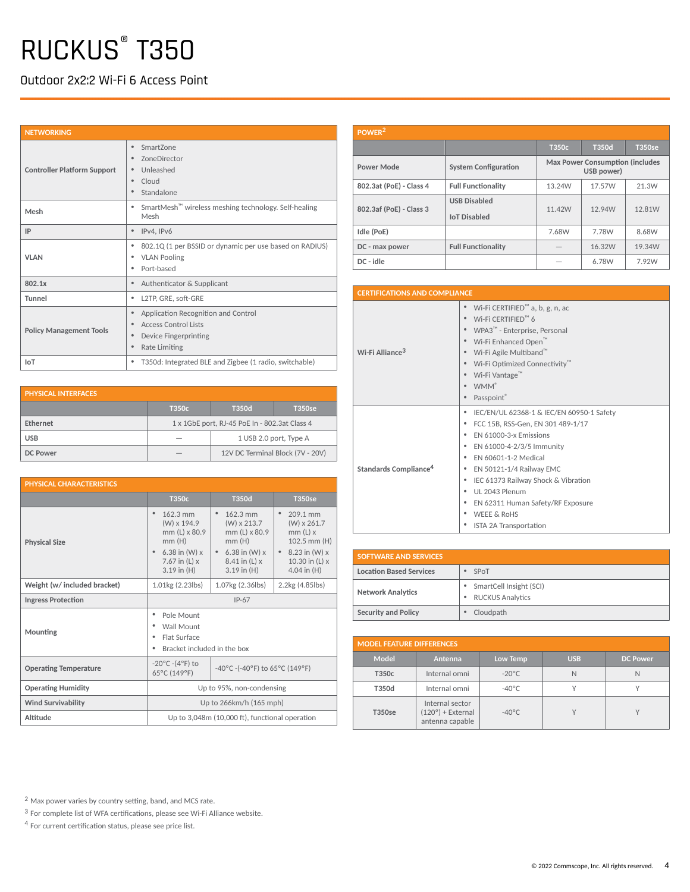# RUCKUS® T350

Outdoor 2x2:2 Wi-Fi 6 Access Point

| NETWORKING | |
|---|---|
| Controller Platform Support | • SmartZone<br>• ZoneDirector<br>• Unleashed<br>• Cloud<br>• Standalone |
| Mesh | • SmartMesh™ wireless meshing technology. Self-healing Mesh |
| IP | • IPv4, IPv6 |
| VLAN | • 802.1Q (1 per BSSID or dynamic per use based on RADIUS)<br>• VLAN Pooling<br>• Port-based |
| 802.1x | • Authenticator & Supplicant |
| Tunnel | • L2TP, GRE, soft-GRE |
| Policy Management Tools | • Application Recognition and Control<br>• Access Control Lists<br>• Device Fingerprinting<br>• Rate Limiting |
| IoT | • T350d: Integrated BLE and Zigbee (1 radio, switchable) |

| PHYSICAL INTERFACES | T350c | T350d | T350se |
|---|---|---|---|
| Ethernet | 1 x 1GbE port, RJ-45 PoE In - 802.3at Class 4 | | |
| USB | — | 1 USB 2.0 port, Type A | |
| DC Power | — | 12V DC Terminal Block (7V - 20V) | |

| PHYSICAL CHARACTERISTICS | T350c | T350d | T350se |
|---|---|---|---|
| Physical Size | • 162.3 mm (W) x 194.9 mm (L) x 80.9 mm (H)<br>• 6.38 in (W) x 7.67 in (L) x 3.19 in (H) | • 162.3 mm (W) x 213.7 mm (L) x 80.9 mm (H)<br>• 6.38 in (W) x 8.41 in (L) x 3.19 in (H) | • 209.1 mm (W) x 261.7 mm (L) x 102.5 mm (H)<br>• 8.23 in (W) x 10.30 in (L) x 4.04 in (H) |
| Weight (w/ included bracket) | 1.01kg (2.23lbs) | 1.07kg (2.36lbs) | 2.2kg (4.85lbs) |
| Ingress Protection | IP-67 | | |
| Mounting | • Pole Mount<br>• Wall Mount<br>• Flat Surface<br>• Bracket included in the box | | |
| Operating Temperature | -20°C -(4°F) to 65°C (149°F) | -40°C -(-40°F) to 65°C (149°F) | |
| Operating Humidity | Up to 95%, non-condensing | | |
| Wind Survivability | Up to 266km/h (165 mph) | | |
| Altitude | Up to 3,048m (10,000 ft), functional operation | | |

| POWER[2] | | T350c | T350d | T350se |
|---|---|---|---|---|
| Power Mode | System Configuration | Max Power Consumption (includes USB power) | | |
| 802.3at (PoE) - Class 4 | Full Functionality | 13.24W | 17.57W | 21.3W |
| 802.3af (PoE) - Class 3 | USB Disabled<br>IoT Disabled | 11.42W | 12.94W | 12.81W |
| Idle (PoE) | | 7.68W | 7.78W | 8.68W |
| DC - max power | Full Functionality | — | 16.32W | 19.34W |
| DC - idle | | — | 6.78W | 7.92W |

| CERTIFICATIONS AND COMPLIANCE | |
|---|---|
| Wi-Fi Alliance[3] | • Wi-Fi CERTIFIED™ a, b, g, n, ac<br>• Wi-Fi CERTIFIED™ 6<br>• WPA3™ - Enterprise, Personal<br>• Wi-Fi Enhanced Open™<br>• Wi-Fi Agile Multiband™<br>• Wi-Fi Optimized Connectivity™<br>• Wi-Fi Vantage™<br>• WMM®<br>• Passpoint® |
| Standards Compliance[4] | • IEC/EN/UL 62368-1 & IEC/EN 60950-1 Safety<br>• FCC 15B, RSS-Gen, EN 301 489-1/17<br>• EN 61000-3-x Emissions<br>• EN 61000-4-2/3/5 Immunity<br>• EN 60601-1-2 Medical<br>• EN 50121-1/4 Railway EMC<br>• IEC 61373 Railway Shock & Vibration<br>• UL 2043 Plenum<br>• EN 62311 Human Safety/RF Exposure<br>• WEEE & RoHS<br>• ISTA 2A Transportation |

| SOFTWARE AND SERVICES | |
|---|---|
| Location Based Services | • SPoT |
| Network Analytics | • SmartCell Insight (SCI)<br>• RUCKUS Analytics |
| Security and Policy | • Cloudpath |

| MODEL FEATURE DIFFERENCES | | | | |
|---|---|---|---|---|
| Model | Antenna | Low Temp | USB | DC Power |
| T350c | Internal omni | -20°C | N | N |
| T350d | Internal omni | -40°C | Y | Y |
| T350se | Internal sector (120°) + External antenna capable | -40°C | Y | Y |

[2] Max power varies by country setting, band, and MCS rate.

[3] For complete list of WFA certifications, please see Wi-Fi Alliance website.

[4] For current certification status, please see price list.

© 2022 Commscope, Inc. All rights reserved.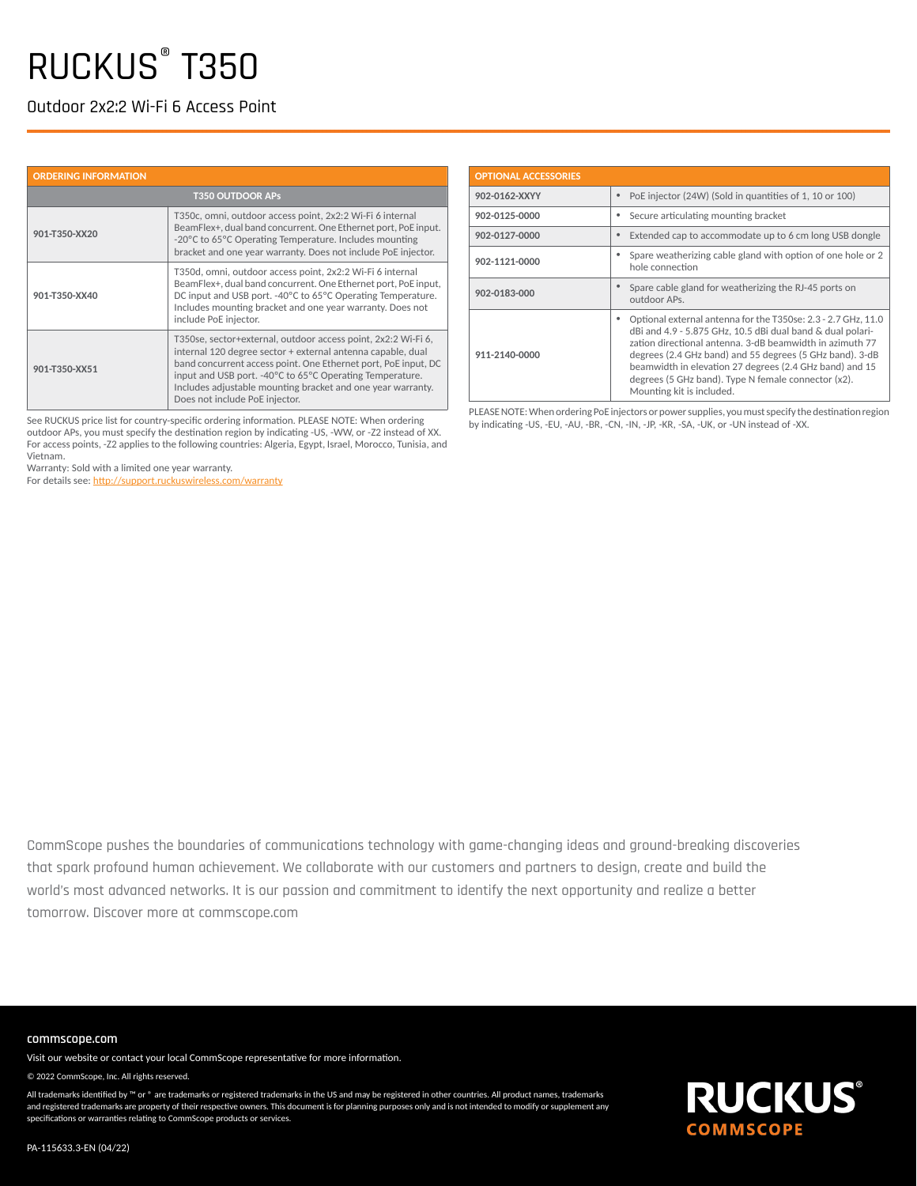# RUCKUS® T350

Outdoor 2x2:2 Wi-Fi 6 Access Point

| ORDERING INFORMATION | |
|---|---|
| **T350 OUTDOOR APs** | |
| 901-T350-XX20 | T350c, omni, outdoor access point, 2x2:2 Wi-Fi 6 internal BeamFlex+, dual band concurrent. One Ethernet port, PoE input. -20°C to 65°C Operating Temperature. Includes mounting bracket and one year warranty. Does not include PoE injector. |
| 901-T350-XX40 | T350d, omni, outdoor access point, 2x2:2 Wi-Fi 6 internal BeamFlex+, dual band concurrent. One Ethernet port, PoE input, DC input and USB port. -40°C to 65°C Operating Temperature. Includes mounting bracket and one year warranty. Does not include PoE injector. |
| 901-T350-XX51 | T350se, sector+external, outdoor access point, 2x2:2 Wi-Fi 6, internal 120 degree sector + external antenna capable, dual band concurrent access point. One Ethernet port, PoE input, DC input and USB port. -40°C to 65°C Operating Temperature. Includes adjustable mounting bracket and one year warranty. Does not include PoE injector. |

See RUCKUS price list for country-specific ordering information. PLEASE NOTE: When ordering outdoor APs, you must specify the destination region by indicating -US, -WW, or -Z2 instead of XX. For access points, -Z2 applies to the following countries: Algeria, Egypt, Israel, Morocco, Tunisia, and Vietnam.

Warranty: Sold with a limited one year warranty.

For details see: http://support.ruckuswireless.com/warranty

| OPTIONAL ACCESSORIES | |
|---|---|
| 902-0162-XXYY | • PoE injector (24W) (Sold in quantities of 1, 10 or 100) |
| 902-0125-0000 | • Secure articulating mounting bracket |
| 902-0127-0000 | • Extended cap to accommodate up to 6 cm long USB dongle |
| 902-1121-0000 | • Spare weatherizing cable gland with option of one hole or 2 hole connection |
| 902-0183-000 | • Spare cable gland for weatherizing the RJ-45 ports on outdoor APs. |
| 911-2140-0000 | • Optional external antenna for the T350se: 2.3 - 2.7 GHz, 11.0 dBi and 4.9 - 5.875 GHz, 10.5 dBi dual band & dual polarization directional antenna. 3-dB beamwidth in azimuth 77 degrees (2.4 GHz band) and 55 degrees (5 GHz band). 3-dB beamwidth in elevation 27 degrees (2.4 GHz band) and 15 degrees (5 GHz band). Type N female connector (x2). Mounting kit is included. |

PLEASE NOTE: When ordering PoE injectors or power supplies, you must specify the destination region by indicating -US, -EU, -AU, -BR, -CN, -IN, -JP, -KR, -SA, -UK, or -UN instead of -XX.

CommScope pushes the boundaries of communications technology with game-changing ideas and ground-breaking discoveries that spark profound human achievement. We collaborate with our customers and partners to design, create and build the world's most advanced networks. It is our passion and commitment to identify the next opportunity and realize a better tomorrow. Discover more at commscope.com

**commscope.com**

Visit our website or contact your local CommScope representative for more information.

© 2022 CommScope, Inc. All rights reserved.

All trademarks identified by ™ or ® are trademarks or registered trademarks in the US and may be registered in other countries. All product names, trademarks and registered trademarks are property of their respective owners. This document is for planning purposes only and is not intended to modify or supplement any specifications or warranties relating to CommScope products or services.

RUCKUS® COMMSCOPE

PA-115633.3-EN (04/22)